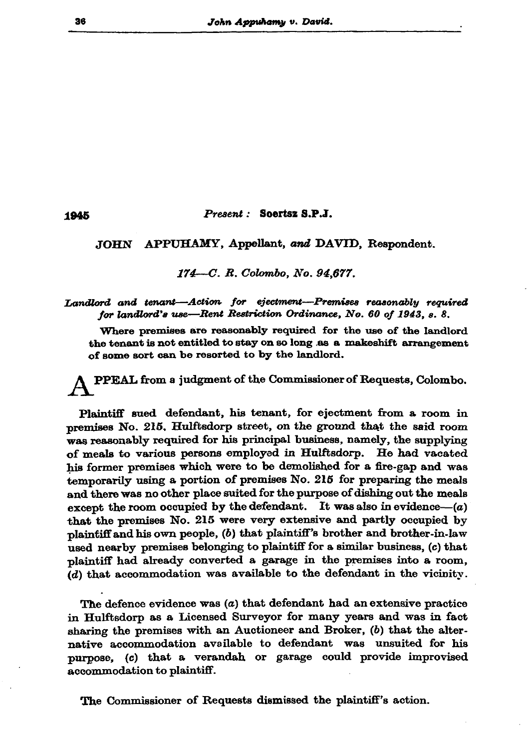1945 *Present :* **Soertsz S.P.J.**

JOHN APPUHAMY, Appellant, *and* DAVID, Respondent.

*174—C. R. Colombo, No. 94,677.*

*Landlord and tenant—Action for ejectment—Premises reasonably required for landlord's use—Rent Restriction Ordinance, No. 60 of 1943, s. 8.*

Where premises are reasonably required for the use of the landlord the tenant is not entitled to stay on so long as a makeshift arrangement of some sort can be resorted to by the landlord.

APPEAL from a judgment of the Commissioner of Requests, Colombo.

Plaintiff sued defendant, his tenant, for ejectment from a room in premises No. 215, Hulftsdorp street, on the ground that the said room was reasonably required for his principal business, namely, the supplying of meals to various persons employed in Hulftsdorp. He had vacated his former premises which were to be demolished for a fire-gap and was temporarily using a portion of premises No. 215 for preparing the meals and there was no other place suited for the purpose of dishing out the meals except the room occupied by the defendant. It was also in evidence—(*a*) that the premises No. 215 were very extensive and partly occupied by plaintiff and his own people, (*b*) that plaintiff's brother and brother-in-law used nearby premises belonging to plaintiff for a similar business, (*c*) that plaintiff had already converted a garage in the premises into a room, (*d*) that accommodation was available to the defendant in the vicinity.

The defence evidence was (*a*) that defendant had an extensive practice in Hulftsdorp as a Licensed Surveyor for many years and was in fact sharing the premises with an Auctioneer and Broker, (*b*) that the alternative accommodation available to defendant was unsuited for his purpose, (*c*) that a verandah or garage could provide improvised accommodation to plaintiff.

The Commissioner of Requests dismissed the plaintiff's action.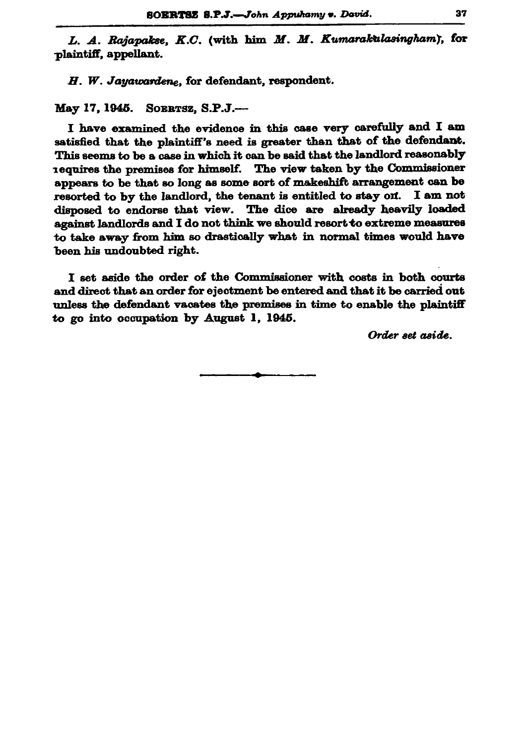*L. A. Rajapakse, K.C.* (with him *M. M. Kumarakulasingham*), for plaintiff, appellant.

*H. W. Jayawardene*, for defendant, respondent.

May 17, 1945. SOERTSZ, S.P.J.—

I have examined the evidence in this case very carefully and I am satisfied that the plaintiff's need is greater than that of the defendant. This seems to be a case in which it can be said that the landlord reasonably requires the premises for himself. The view taken by the Commissioner appears to be that so long as some sort of makeshift arrangement can be resorted to by the landlord, the tenant is entitled to stay on. I am not disposed to endorse that view. The dice are already heavily loaded against landlords and I do not think we should resort to extreme measures to take away from him so drastically what in normal times would have been his undoubted right.

I set aside the order of the Commissioner with costs in both courts and direct that an order for ejectment be entered and that it be carried out unless the defendant vacates the premises in time to enable the plaintiff to go into occupation by August 1, 1945.

*Order set aside.*